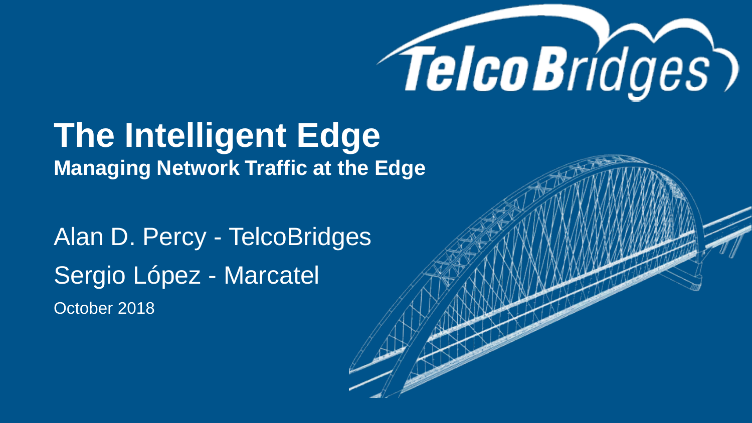# The Intelligent Edge

**Managing Network Traffic at the Edge**

Alan D. Percy - TelcoBridges

Sergio López - Marcatel

October 2018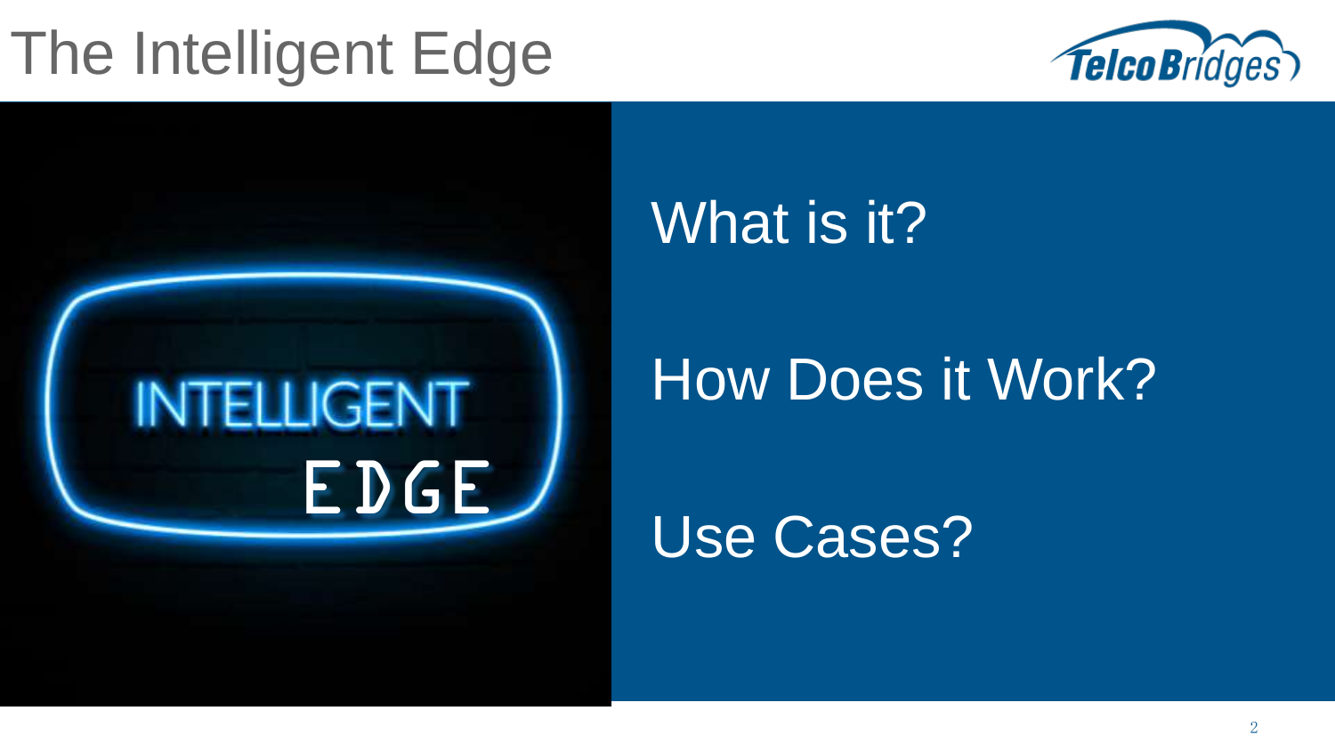# The Intelligent Edge

INTELLIGENT EDGE

What is it?

How Does it Work?

Use Cases?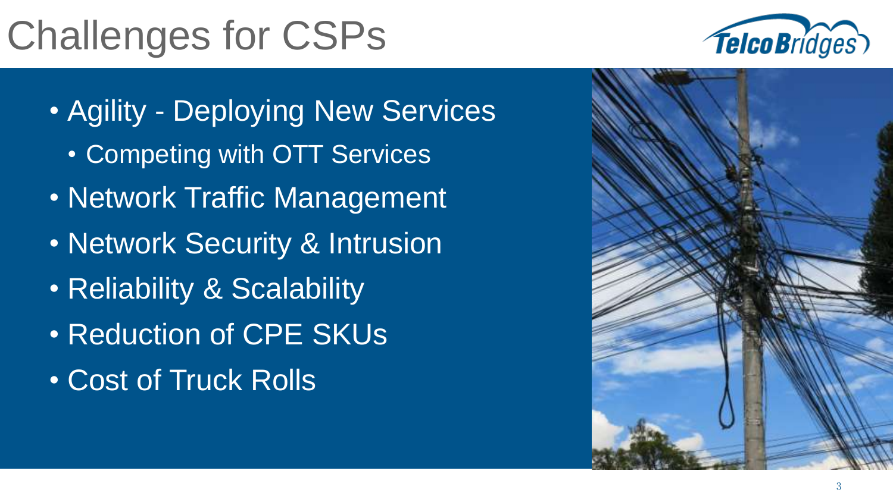# Challenges for CSPs

- Agility - Deploying New Services
  - Competing with OTT Services
- Network Traffic Management
- Network Security & Intrusion
- Reliability & Scalability
- Reduction of CPE SKUs
- Cost of Truck Rolls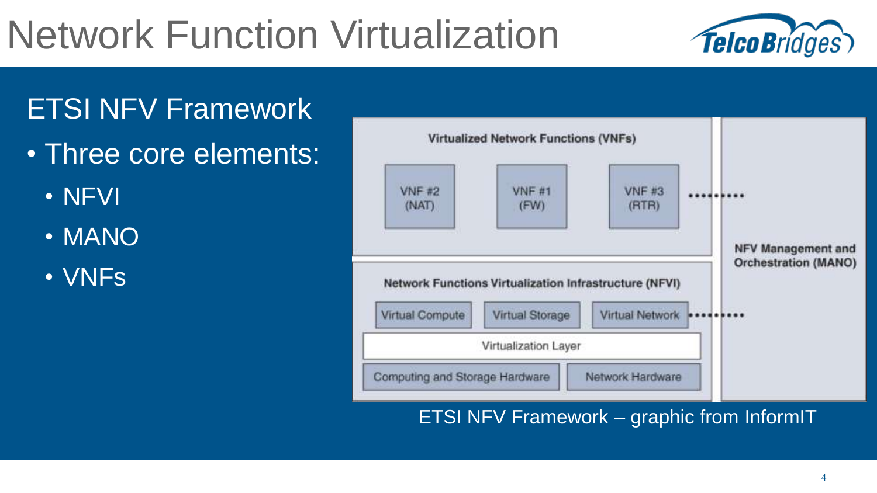# Network Function Virtualization

## ETSI NFV Framework

- Three core elements:
  - NFVI
  - MANO
  - VNFs

Virtualized Network Functions (VNFs)

VNF #2 (NAT) | VNF #1 (FW) | VNF #3 (RTR)

Network Functions Virtualization Infrastructure (NFVI)

Virtual Compute | Virtual Storage | Virtual Network

Virtualization Layer

Computing and Storage Hardware | Network Hardware

NFV Management and Orchestration (MANO)

ETSI NFV Framework – graphic from InformIT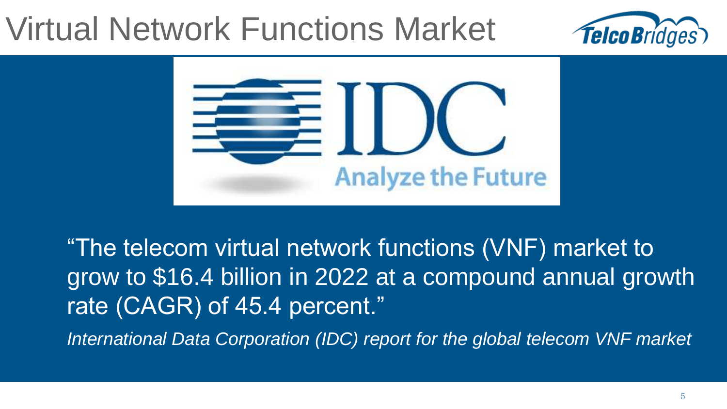# Virtual Network Functions Market

IDC

Analyze the Future

"The telecom virtual network functions (VNF) market to grow to $16.4 billion in 2022 at a compound annual growth rate (CAGR) of 45.4 percent."

*International Data Corporation (IDC) report for the global telecom VNF market*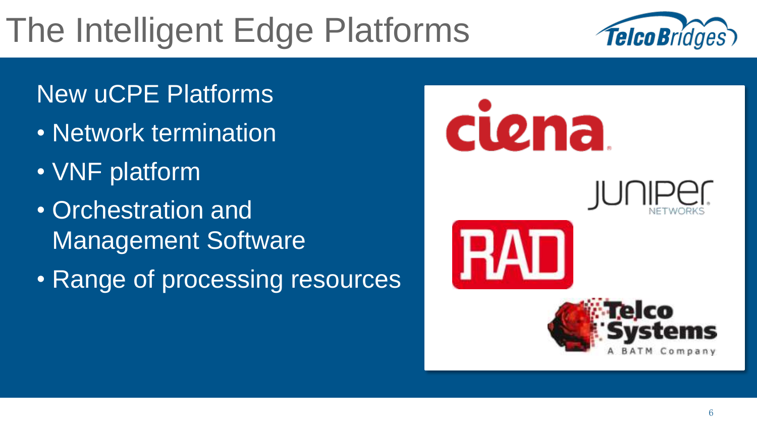# The Intelligent Edge Platforms

## New uCPE Platforms

- Network termination
- VNF platform
- Orchestration and Management Software
- Range of processing resources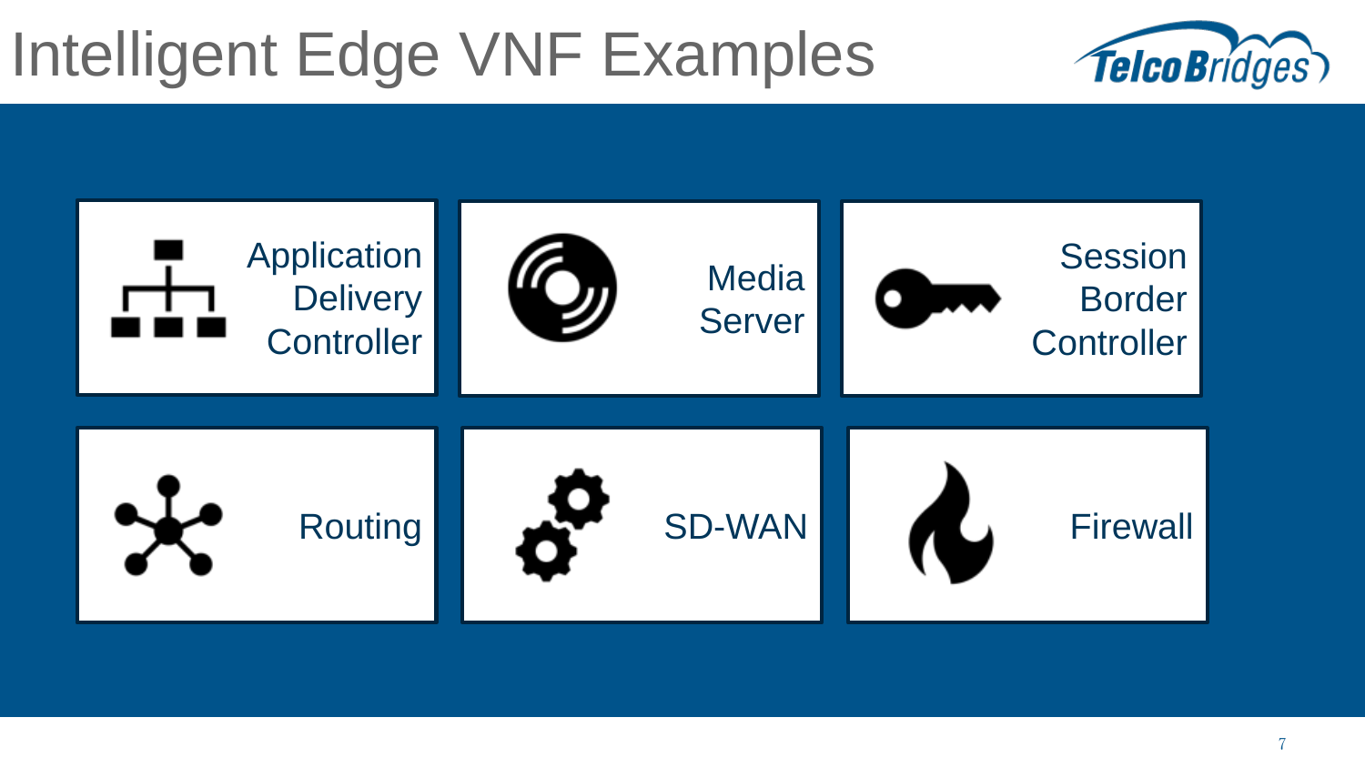# Intelligent Edge VNF Examples

- Application Delivery Controller
- Media Server
- Session Border Controller
- Routing
- SD-WAN
- Firewall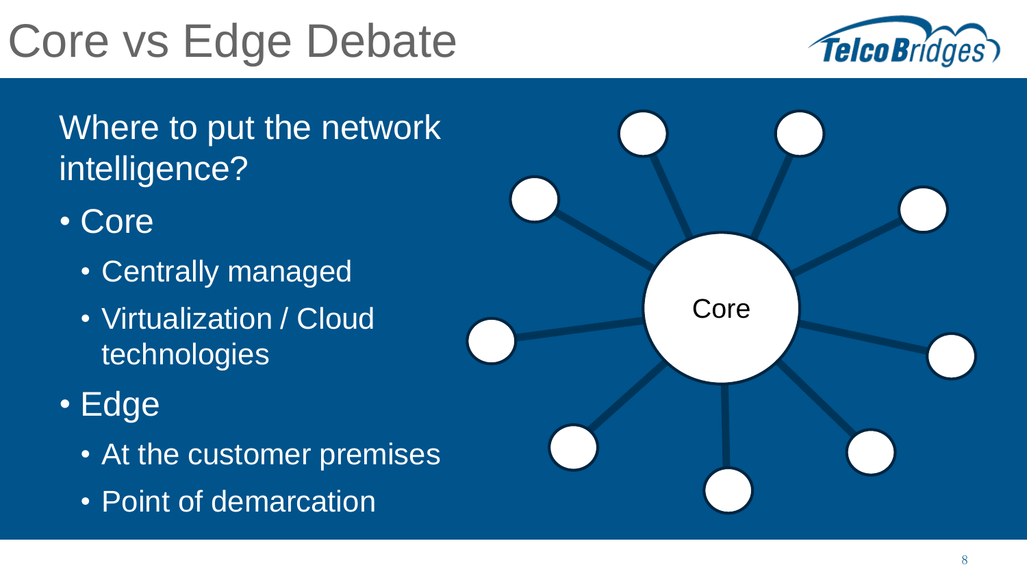# Core vs Edge Debate

Where to put the network intelligence?

- Core
  - Centrally managed
  - Virtualization / Cloud technologies
- Edge
  - At the customer premises
  - Point of demarcation

Core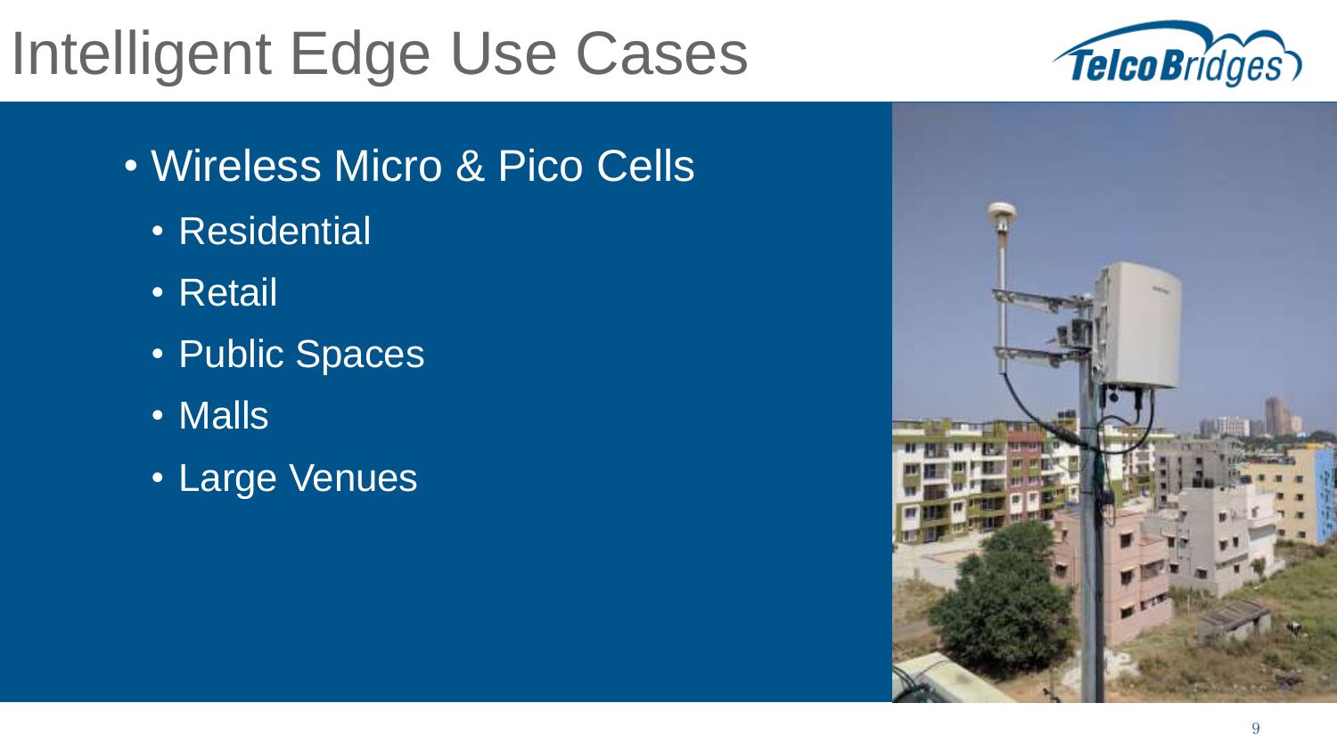# Intelligent Edge Use Cases

- Wireless Micro & Pico Cells
  - Residential
  - Retail
  - Public Spaces
  - Malls
  - Large Venues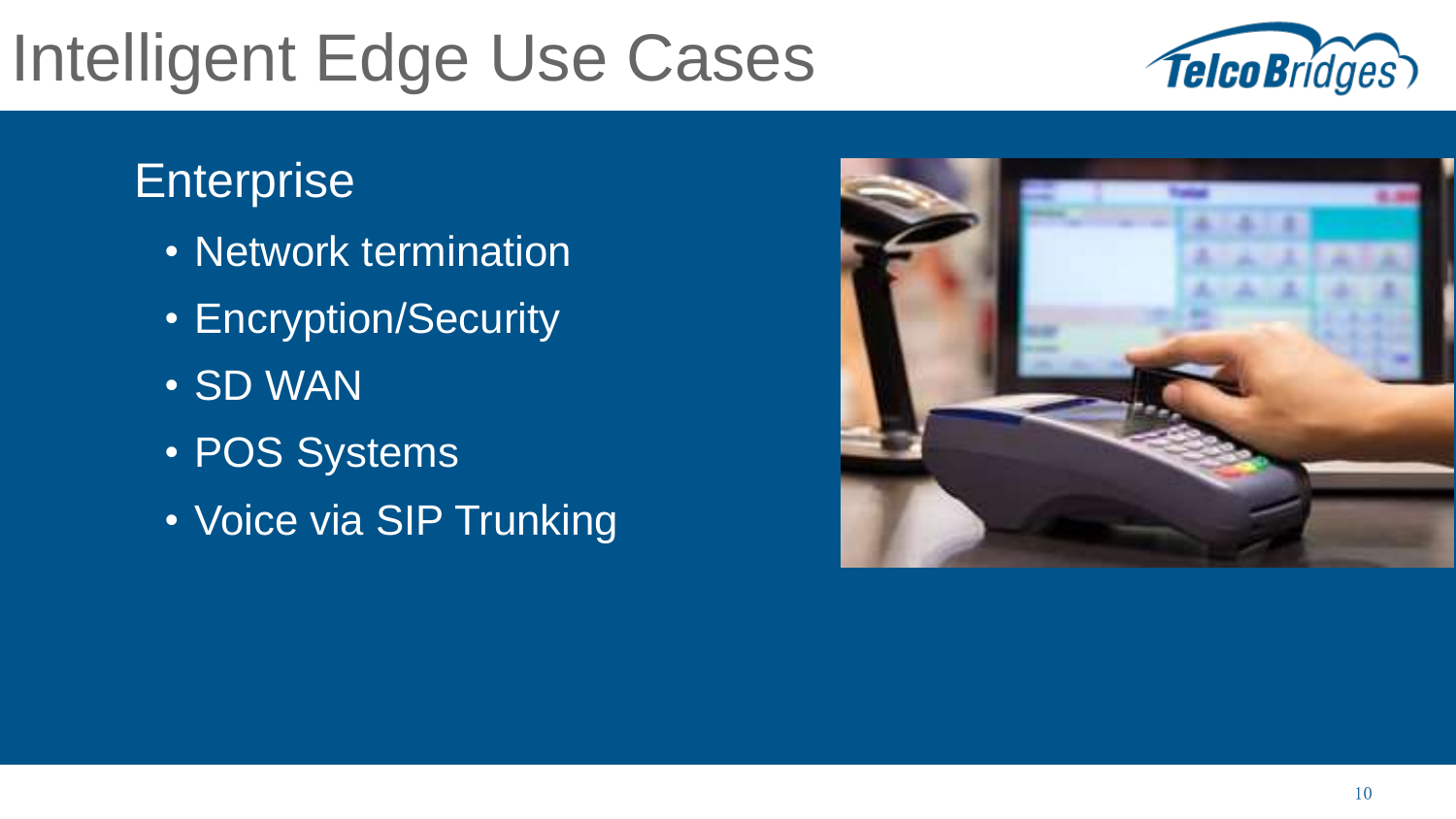# Intelligent Edge Use Cases

## Enterprise

- Network termination
- Encryption/Security
- SD WAN
- POS Systems
- Voice via SIP Trunking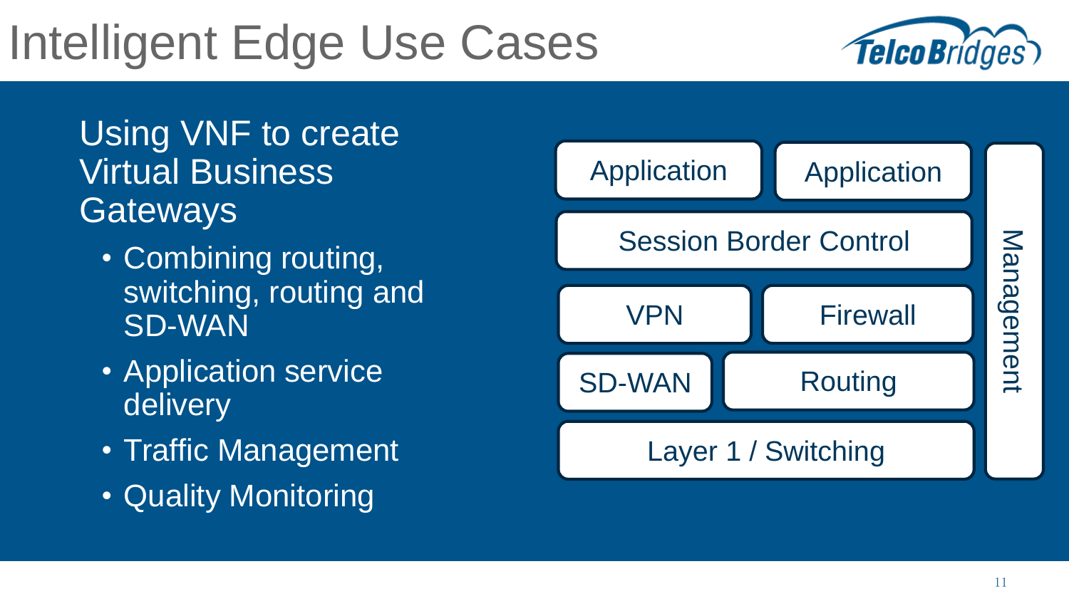# Intelligent Edge Use Cases

Using VNF to create Virtual Business Gateways

- Combining routing, switching, routing and SD-WAN
- Application service delivery
- Traffic Management
- Quality Monitoring

Application | Application

Session Border Control

VPN | Firewall

SD-WAN | Routing

Layer 1 / Switching

Management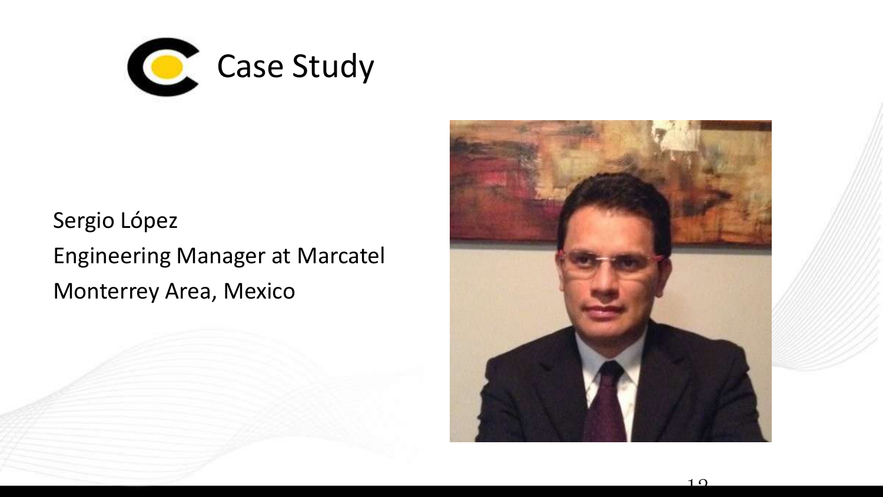# Case Study

Sergio López

Engineering Manager at Marcatel

Monterrey Area, Mexico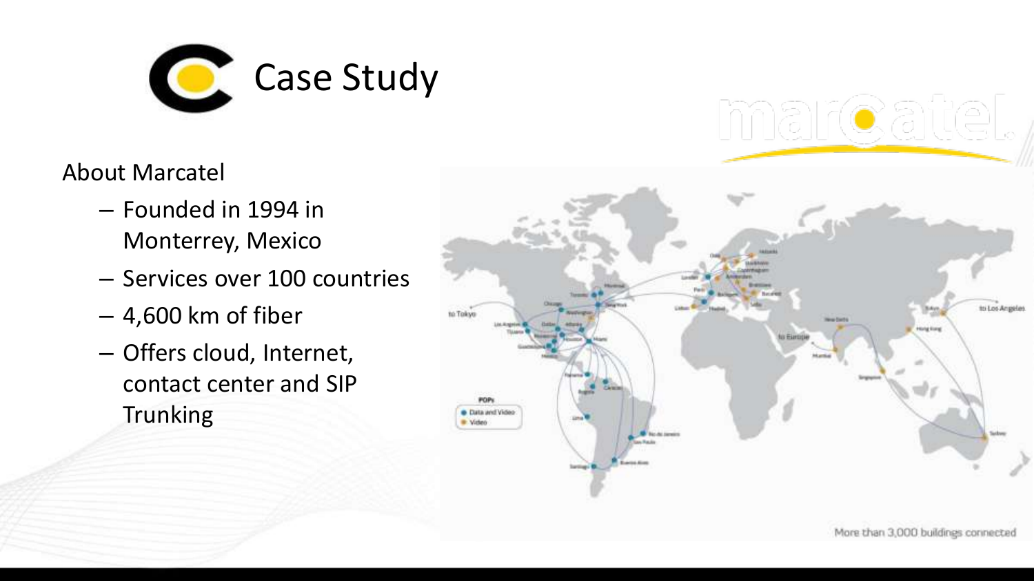# Case Study

About Marcatel

- Founded in 1994 in Monterrey, Mexico
- Services over 100 countries
- 4,600 km of fiber
- Offers cloud, Internet, contact center and SIP Trunking

More than 3,000 buildings connected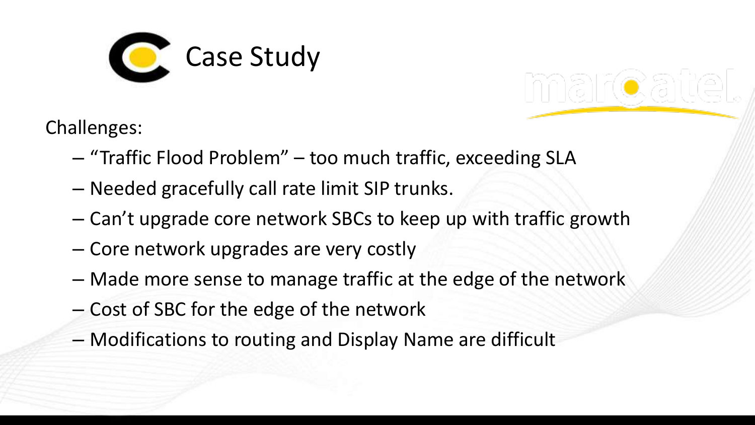# Case Study

Challenges:

- "Traffic Flood Problem" – too much traffic, exceeding SLA
- Needed gracefully call rate limit SIP trunks.
- Can't upgrade core network SBCs to keep up with traffic growth
- Core network upgrades are very costly
- Made more sense to manage traffic at the edge of the network
- Cost of SBC for the edge of the network
- Modifications to routing and Display Name are difficult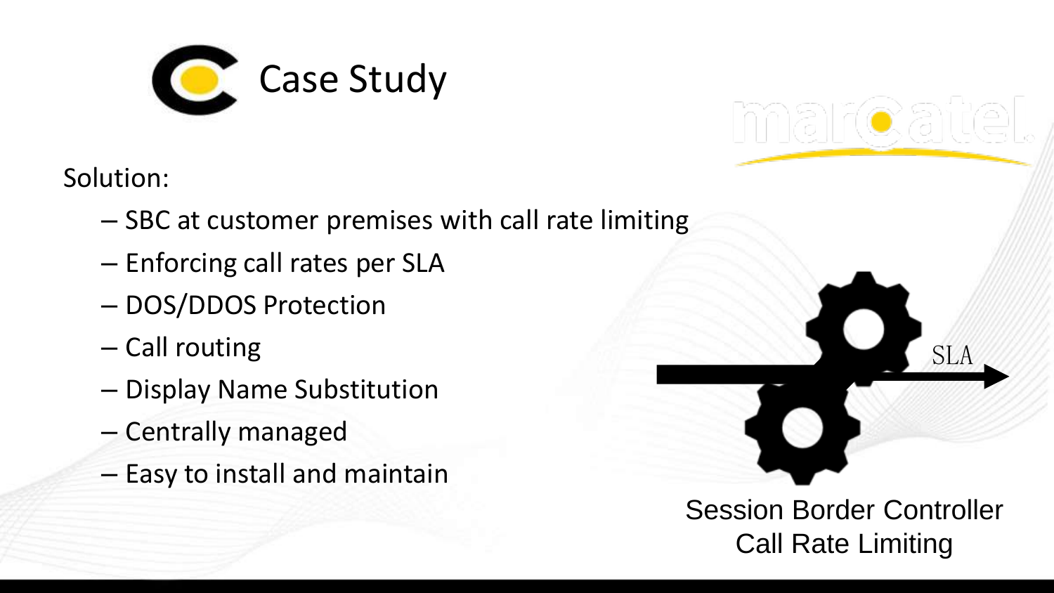# Case Study

Solution:

- SBC at customer premises with call rate limiting
- Enforcing call rates per SLA
- DOS/DDOS Protection
- Call routing
- Display Name Substitution
- Centrally managed
- Easy to install and maintain

SLA

Session Border Controller
Call Rate Limiting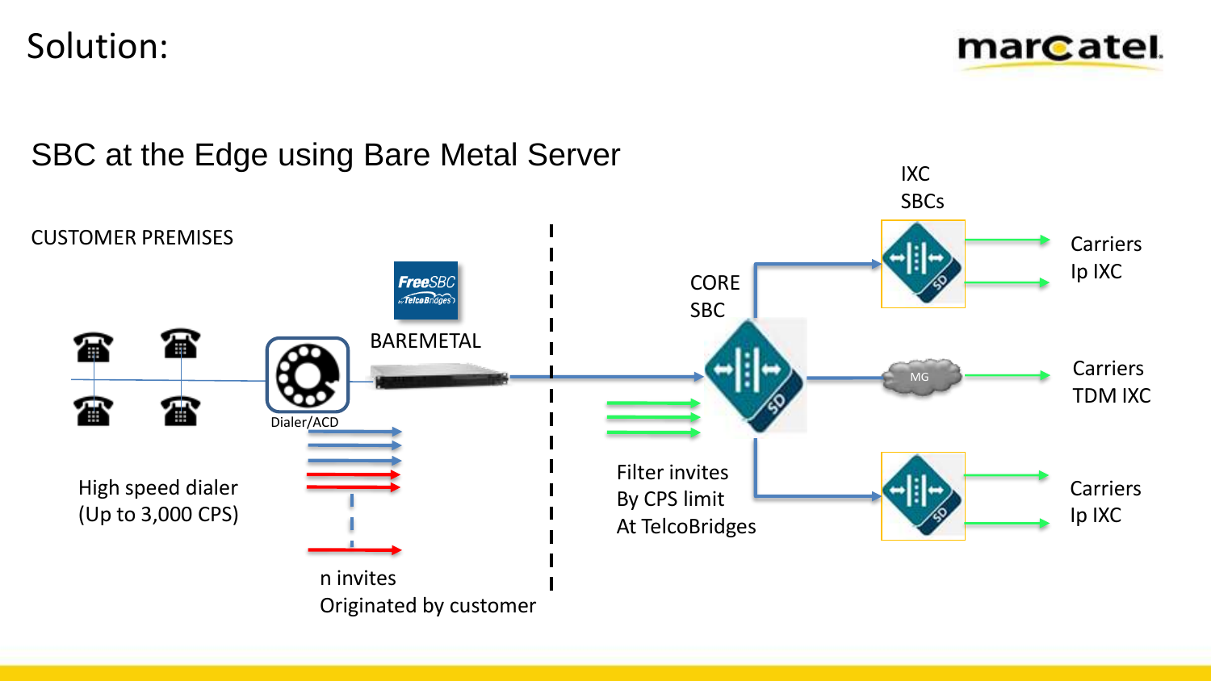# Solution:

## SBC at the Edge using Bare Metal Server

CUSTOMER PREMISES

FreeSBC by TelcoBridges

BAREMETAL

Dialer/ACD

High speed dialer
(Up to 3,000 CPS)

n invites
Originated by customer

CORE
SBC

Filter invites
By CPS limit
At TelcoBridges

IXC
SBCs

MG

Carriers
Ip IXC

Carriers
TDM IXC

Carriers
Ip IXC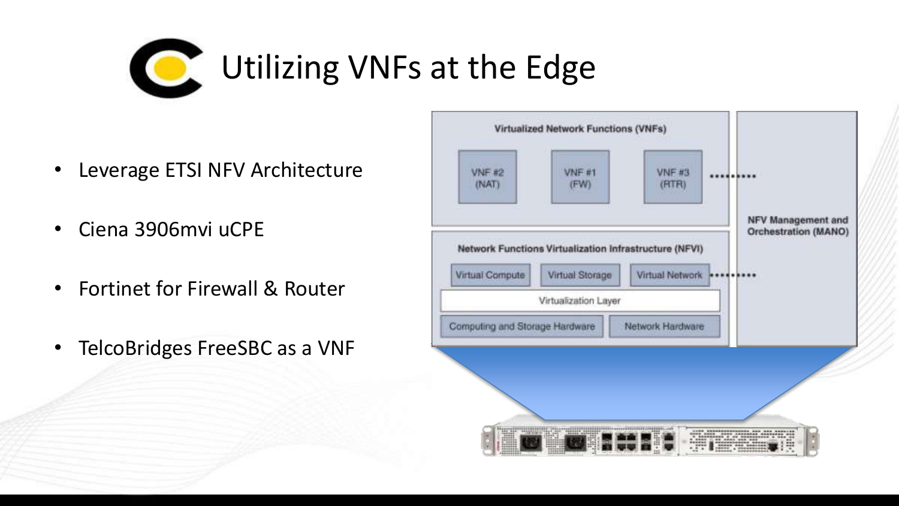# Utilizing VNFs at the Edge

- Leverage ETSI NFV Architecture
- Ciena 3906mvi uCPE
- Fortinet for Firewall & Router
- TelcoBridges FreeSBC as a VNF

Virtualized Network Functions (VNFs)

VNF #2 (NAT)

VNF #1 (FW)

VNF #3 (RTR)

Network Functions Virtualization Infrastructure (NFVI)

Virtual Compute

Virtual Storage

Virtual Network

Virtualization Layer

Computing and Storage Hardware

Network Hardware

NFV Management and Orchestration (MANO)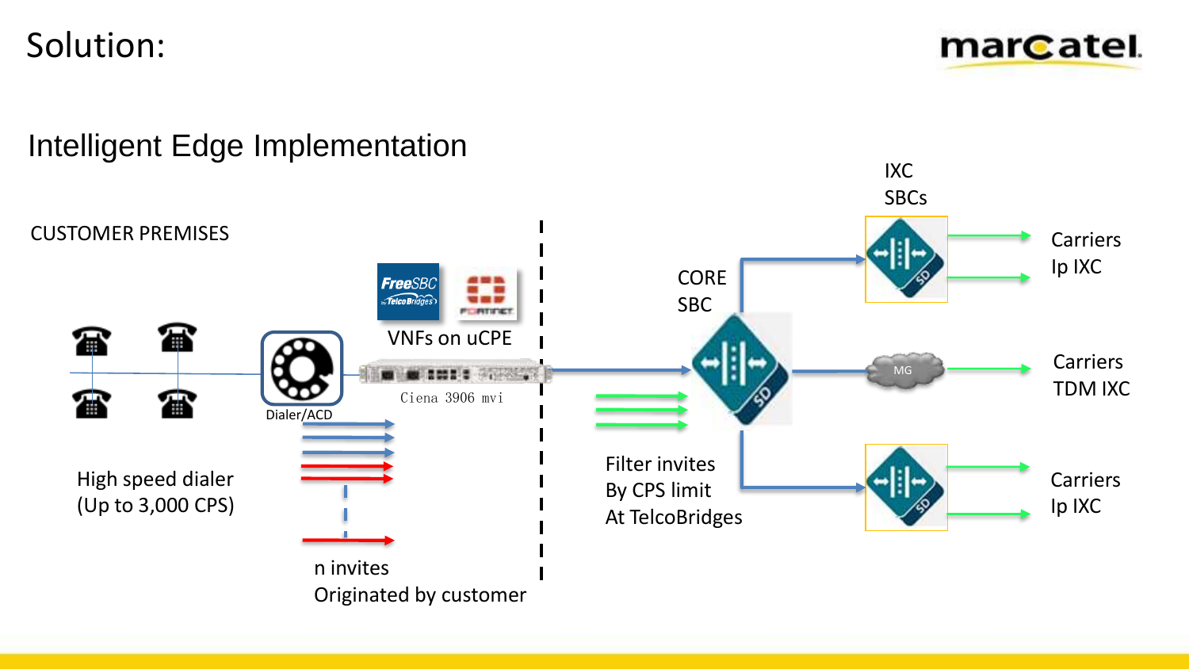# Solution:

## Intelligent Edge Implementation

CUSTOMER PREMISES

VNFs on uCPE

Ciena 3906 mvi

Dialer/ACD

High speed dialer
(Up to 3,000 CPS)

n invites
Originated by customer

CORE
SBC

Filter invites
By CPS limit
At TelcoBridges

IXC
SBCs

MG

Carriers
Ip IXC

Carriers
TDM IXC

Carriers
Ip IXC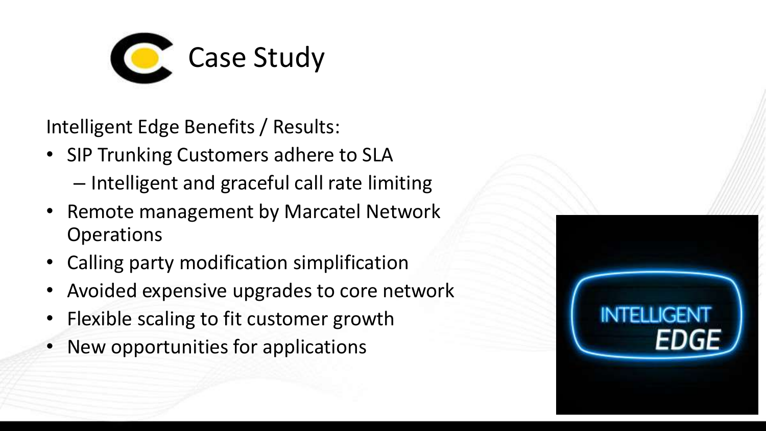# Case Study

Intelligent Edge Benefits / Results:

- SIP Trunking Customers adhere to SLA
  - Intelligent and graceful call rate limiting
- Remote management by Marcatel Network Operations
- Calling party modification simplification
- Avoided expensive upgrades to core network
- Flexible scaling to fit customer growth
- New opportunities for applications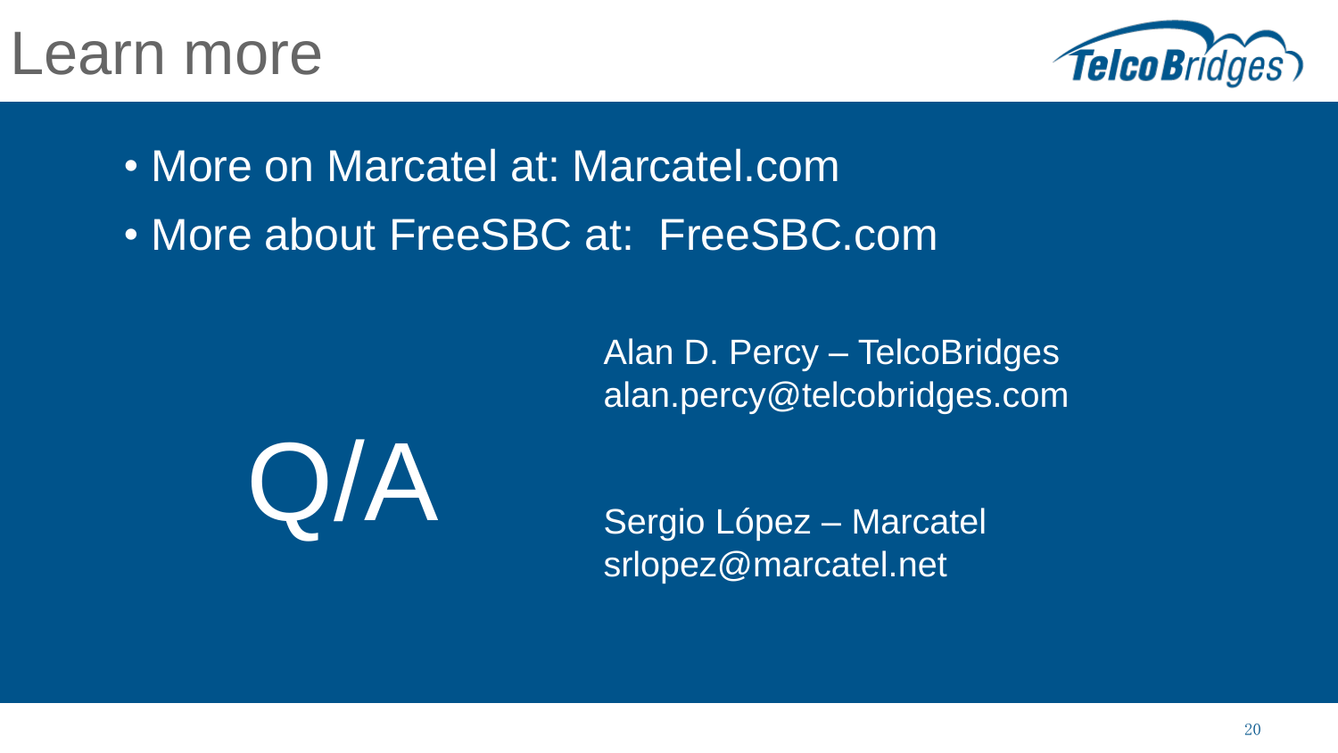# Learn more

- More on Marcatel at: Marcatel.com
- More about FreeSBC at: FreeSBC.com

Q/A

Alan D. Percy – TelcoBridges
alan.percy@telcobridges.com

Sergio López – Marcatel
srlopez@marcatel.net